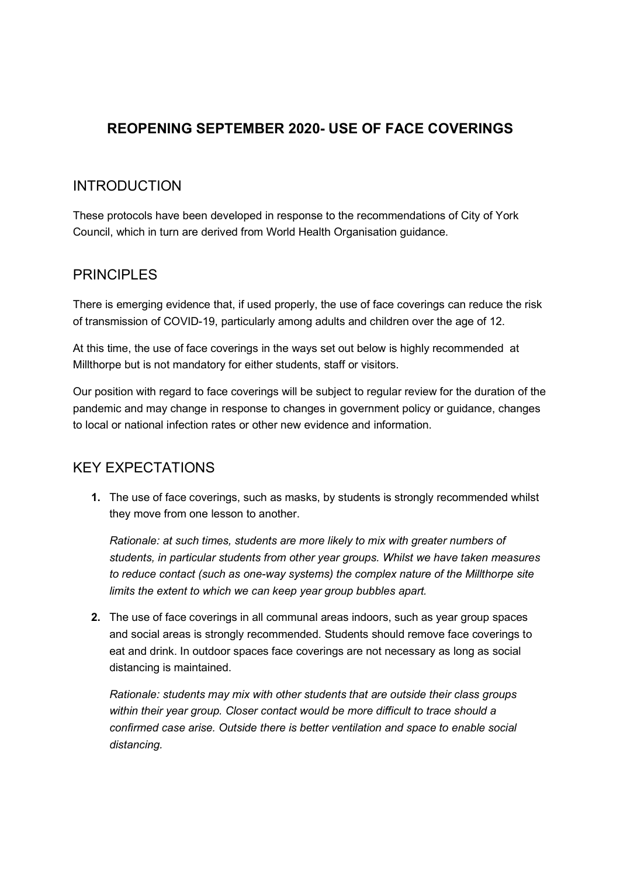# REOPENING SEPTEMBER 2020- USE OF FACE COVERINGS

## INTRODUCTION

These protocols have been developed in response to the recommendations of City of York Council, which in turn are derived from World Health Organisation guidance.

## PRINCIPLES

There is emerging evidence that, if used properly, the use of face coverings can reduce the risk of transmission of COVID-19, particularly among adults and children over the age of 12.

At this time, the use of face coverings in the ways set out below is highly recommended at Millthorpe but is not mandatory for either students, staff or visitors.

Our position with regard to face coverings will be subject to regular review for the duration of the pandemic and may change in response to changes in government policy or guidance, changes to local or national infection rates or other new evidence and information.

## KEY EXPECTATIONS

1. The use of face coverings, such as masks, by students is strongly recommended whilst they move from one lesson to another.

   *Rationale: at such times, students are more likely to mix with greater numbers of students, in particular students from other year groups. Whilst we have taken measures to reduce contact (such as one-way systems) the complex nature of the Millthorpe site limits the extent to which we can keep year group bubbles apart.*

2. The use of face coverings in all communal areas indoors, such as year group spaces and social areas is strongly recommended. Students should remove face coverings to eat and drink. In outdoor spaces face coverings are not necessary as long as social distancing is maintained.

   *Rationale: students may mix with other students that are outside their class groups within their year group. Closer contact would be more difficult to trace should a confirmed case arise. Outside there is better ventilation and space to enable social distancing.*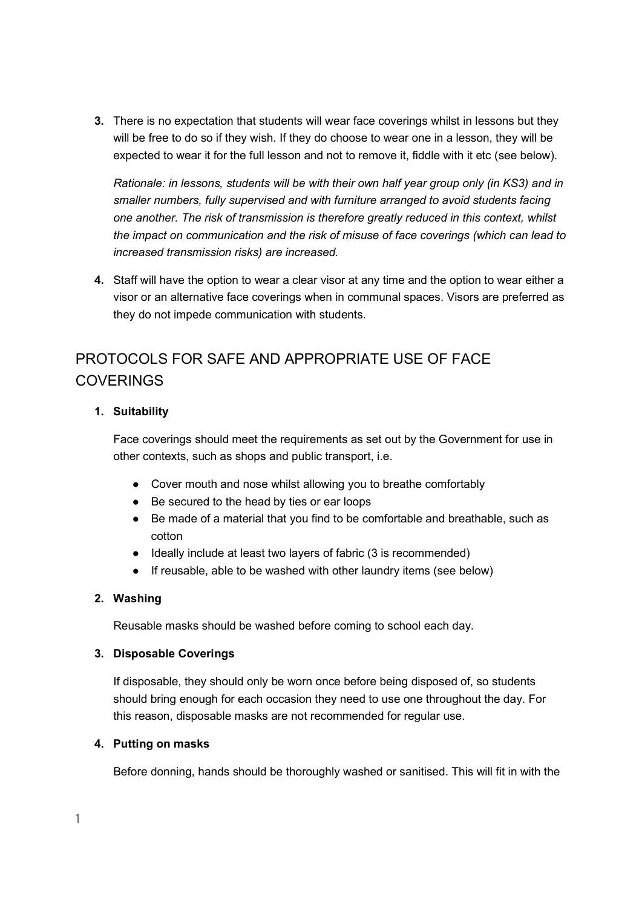3. There is no expectation that students will wear face coverings whilst in lessons but they will be free to do so if they wish. If they do choose to wear one in a lesson, they will be expected to wear it for the full lesson and not to remove it, fiddle with it etc (see below).

   *Rationale: in lessons, students will be with their own half year group only (in KS3) and in smaller numbers, fully supervised and with furniture arranged to avoid students facing one another. The risk of transmission is therefore greatly reduced in this context, whilst the impact on communication and the risk of misuse of face coverings (which can lead to increased transmission risks) are increased.*

4. Staff will have the option to wear a clear visor at any time and the option to wear either a visor or an alternative face coverings when in communal spaces. Visors are preferred as they do not impede communication with students.

## PROTOCOLS FOR SAFE AND APPROPRIATE USE OF FACE COVERINGS

1. **Suitability**

   Face coverings should meet the requirements as set out by the Government for use in other contexts, such as shops and public transport, i.e.

   - Cover mouth and nose whilst allowing you to breathe comfortably
   - Be secured to the head by ties or ear loops
   - Be made of a material that you find to be comfortable and breathable, such as cotton
   - Ideally include at least two layers of fabric (3 is recommended)
   - If reusable, able to be washed with other laundry items (see below)

2. **Washing**

   Reusable masks should be washed before coming to school each day.

3. **Disposable Coverings**

   If disposable, they should only be worn once before being disposed of, so students should bring enough for each occasion they need to use one throughout the day. For this reason, disposable masks are not recommended for regular use.

4. **Putting on masks**

   Before donning, hands should be thoroughly washed or sanitised. This will fit in with the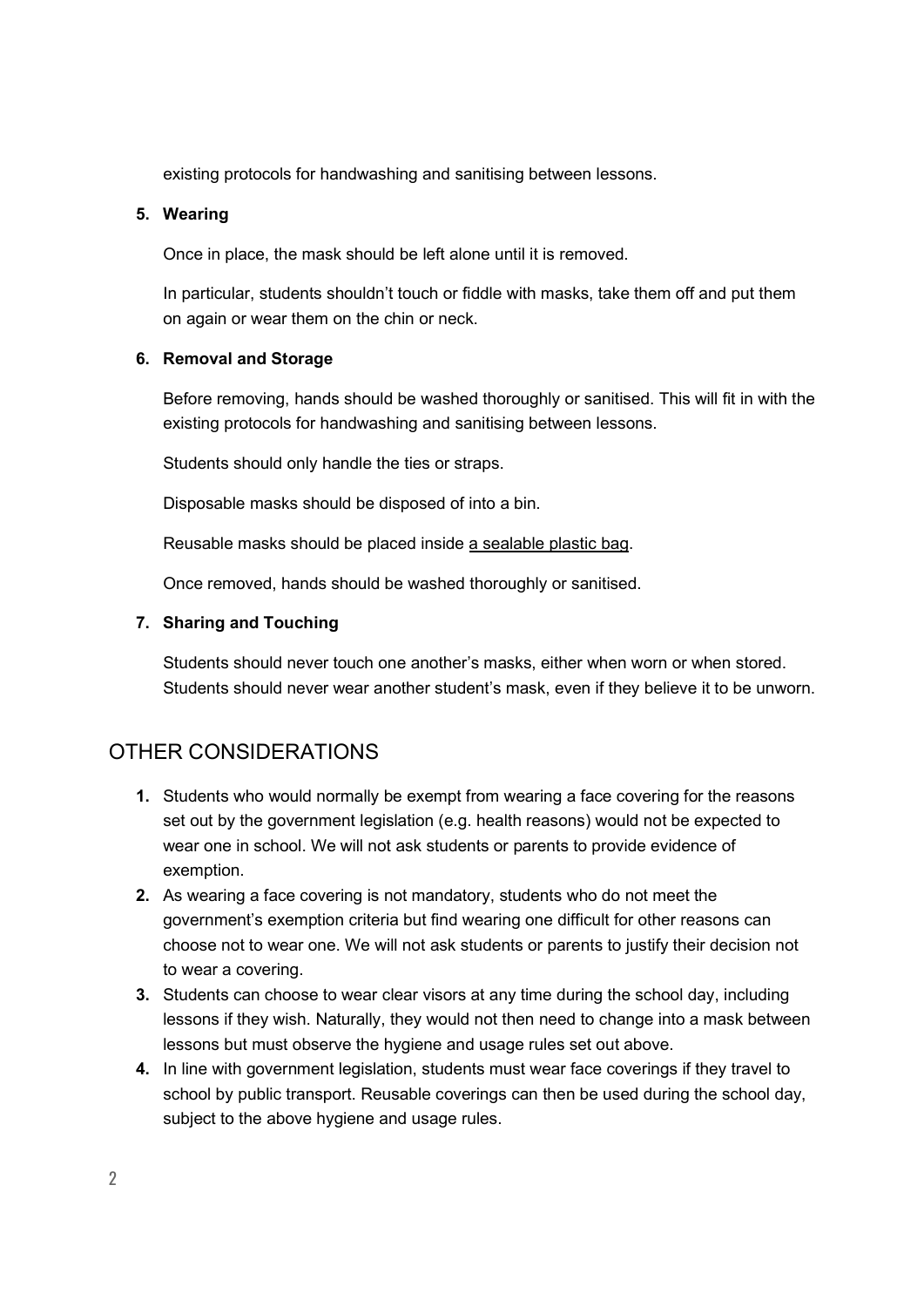existing protocols for handwashing and sanitising between lessons.

5. **Wearing**

   Once in place, the mask should be left alone until it is removed.

   In particular, students shouldn't touch or fiddle with masks, take them off and put them on again or wear them on the chin or neck.

6. **Removal and Storage**

   Before removing, hands should be washed thoroughly or sanitised. This will fit in with the existing protocols for handwashing and sanitising between lessons.

   Students should only handle the ties or straps.

   Disposable masks should be disposed of into a bin.

   Reusable masks should be placed inside a sealable plastic bag.

   Once removed, hands should be washed thoroughly or sanitised.

7. **Sharing and Touching**

   Students should never touch one another's masks, either when worn or when stored. Students should never wear another student's mask, even if they believe it to be unworn.

## OTHER CONSIDERATIONS

1. Students who would normally be exempt from wearing a face covering for the reasons set out by the government legislation (e.g. health reasons) would not be expected to wear one in school. We will not ask students or parents to provide evidence of exemption.
2. As wearing a face covering is not mandatory, students who do not meet the government's exemption criteria but find wearing one difficult for other reasons can choose not to wear one. We will not ask students or parents to justify their decision not to wear a covering.
3. Students can choose to wear clear visors at any time during the school day, including lessons if they wish. Naturally, they would not then need to change into a mask between lessons but must observe the hygiene and usage rules set out above.
4. In line with government legislation, students must wear face coverings if they travel to school by public transport. Reusable coverings can then be used during the school day, subject to the above hygiene and usage rules.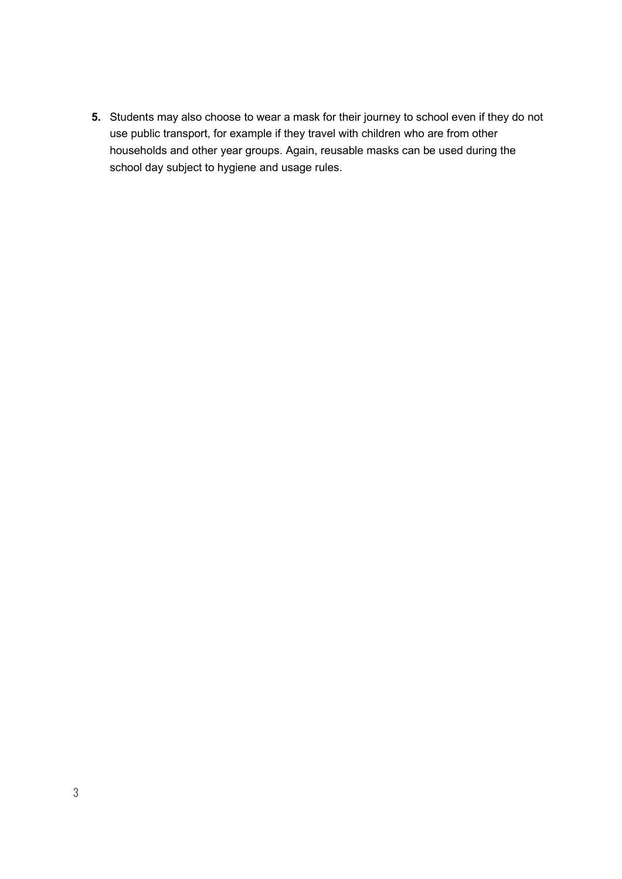5. Students may also choose to wear a mask for their journey to school even if they do not use public transport, for example if they travel with children who are from other households and other year groups. Again, reusable masks can be used during the school day subject to hygiene and usage rules.